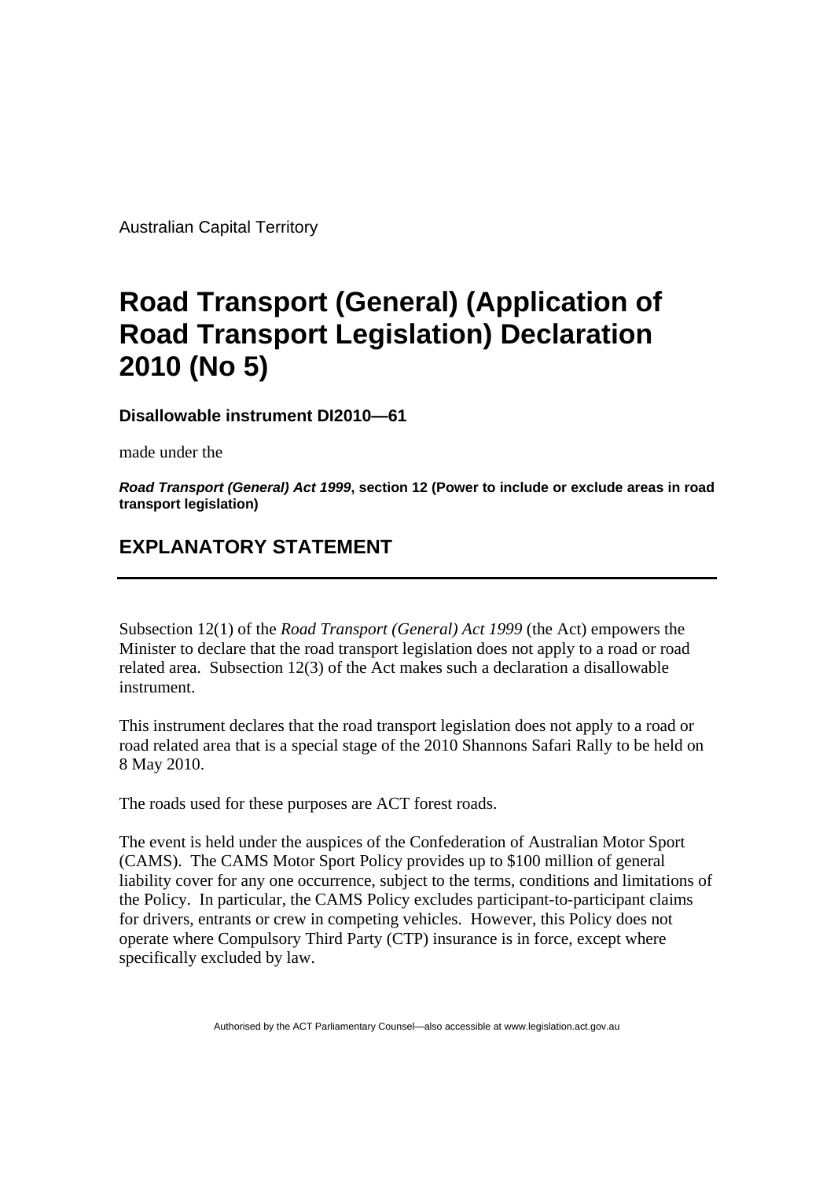Australian Capital Territory

# Road Transport (General) (Application of Road Transport Legislation) Declaration 2010 (No 5)

**Disallowable instrument DI2010—61**

made under the

***Road Transport (General) Act 1999*, section 12 (Power to include or exclude areas in road transport legislation)**

## EXPLANATORY STATEMENT

---

Subsection 12(1) of the *Road Transport (General) Act 1999* (the Act) empowers the Minister to declare that the road transport legislation does not apply to a road or road related area. Subsection 12(3) of the Act makes such a declaration a disallowable instrument.

This instrument declares that the road transport legislation does not apply to a road or road related area that is a special stage of the 2010 Shannons Safari Rally to be held on 8 May 2010.

The roads used for these purposes are ACT forest roads.

The event is held under the auspices of the Confederation of Australian Motor Sport (CAMS). The CAMS Motor Sport Policy provides up to $100 million of general liability cover for any one occurrence, subject to the terms, conditions and limitations of the Policy. In particular, the CAMS Policy excludes participant-to-participant claims for drivers, entrants or crew in competing vehicles. However, this Policy does not operate where Compulsory Third Party (CTP) insurance is in force, except where specifically excluded by law.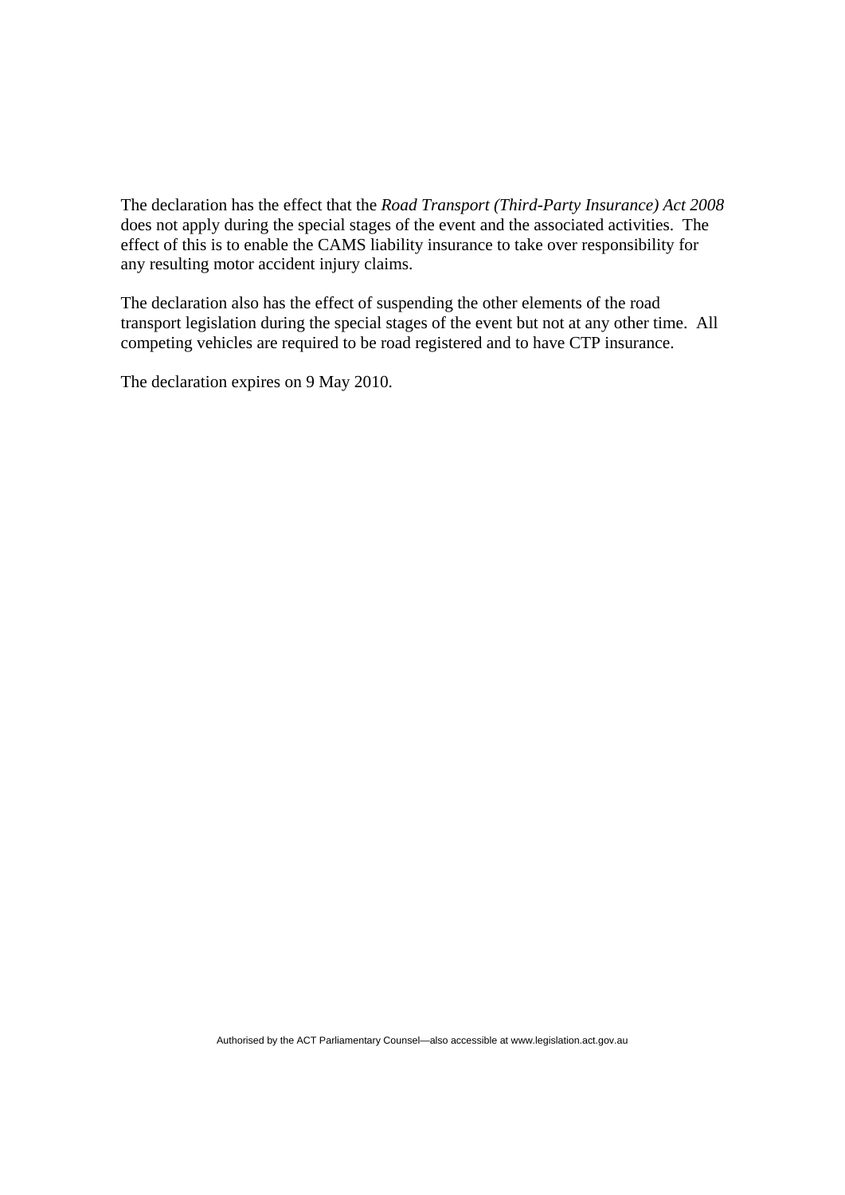The declaration has the effect that the *Road Transport (Third-Party Insurance) Act 2008* does not apply during the special stages of the event and the associated activities. The effect of this is to enable the CAMS liability insurance to take over responsibility for any resulting motor accident injury claims.

The declaration also has the effect of suspending the other elements of the road transport legislation during the special stages of the event but not at any other time. All competing vehicles are required to be road registered and to have CTP insurance.

The declaration expires on 9 May 2010.